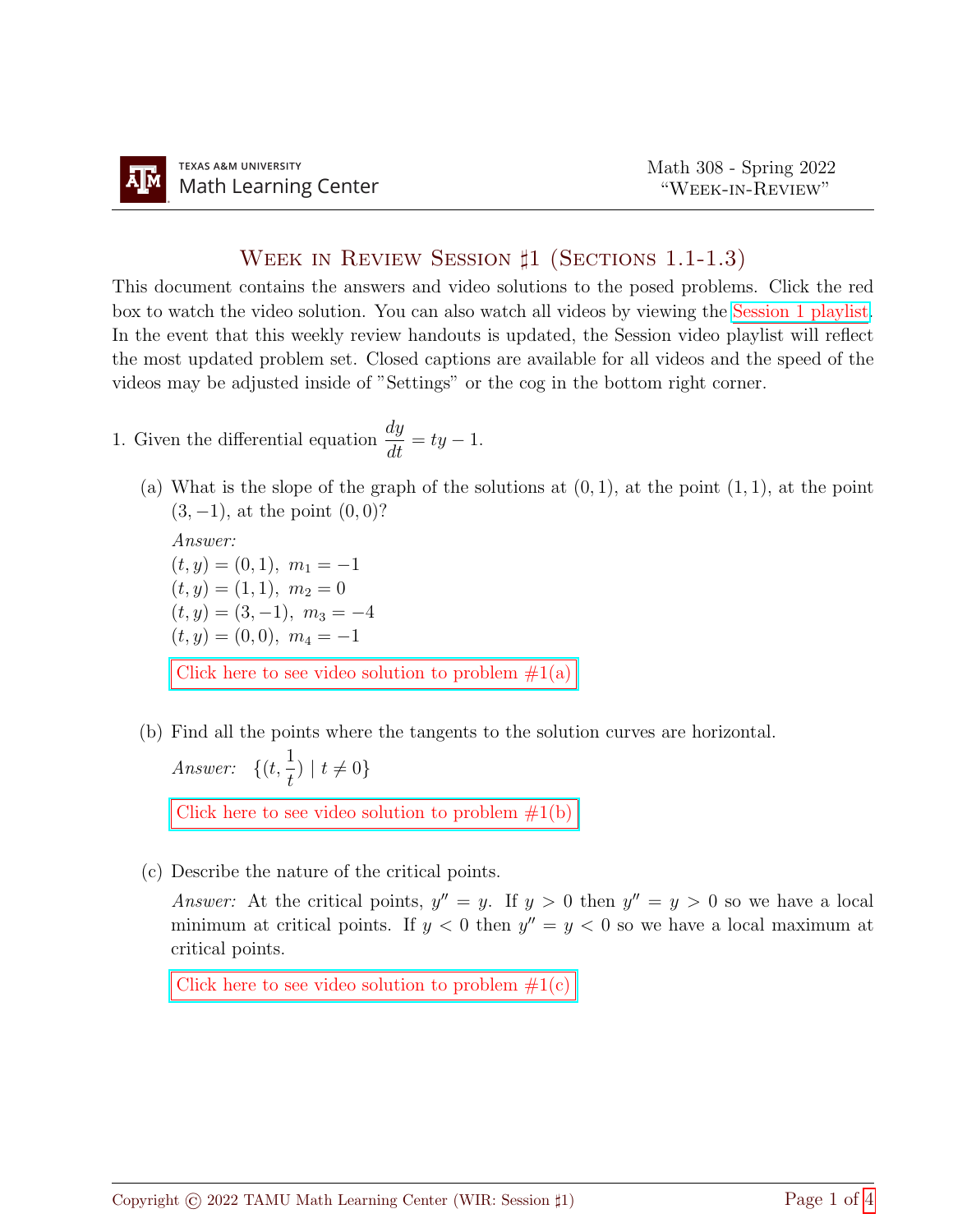# Week in Review Session ♯1 (Sections 1.1-1.3)

This document contains the answers and video solutions to the posed problems. Click the red box to watch the video solution. You can also watch all videos by viewing the Session 1 playlist. In the event that this weekly review handouts is updated, the Session video playlist will reflect the most updated problem set. Closed captions are available for all videos and the speed of the videos may be adjusted inside of "Settings" or the cog in the bottom right corner.

1. Given the differential equation $\dfrac{dy}{dt} = ty - 1$.

   (a) What is the slope of the graph of the solutions at $(0, 1)$, at the point $(1, 1)$, at the point $(3, -1)$, at the point $(0, 0)$?

   *Answer:*
   $(t, y) = (0, 1),\ m_1 = -1$
   $(t, y) = (1, 1),\ m_2 = 0$
   $(t, y) = (3, -1),\ m_3 = -4$
   $(t, y) = (0, 0),\ m_4 = -1$

   Click here to see video solution to problem #1(a)

   (b) Find all the points where the tangents to the solution curves are horizontal.

   *Answer:* $\{(t, \frac{1}{t}) \mid t \neq 0\}$

   Click here to see video solution to problem #1(b)

   (c) Describe the nature of the critical points.

   *Answer:* At the critical points, $y'' = y$. If $y > 0$ then $y'' = y > 0$ so we have a local minimum at critical points. If $y < 0$ then $y'' = y < 0$ so we have a local maximum at critical points.

   Click here to see video solution to problem #1(c)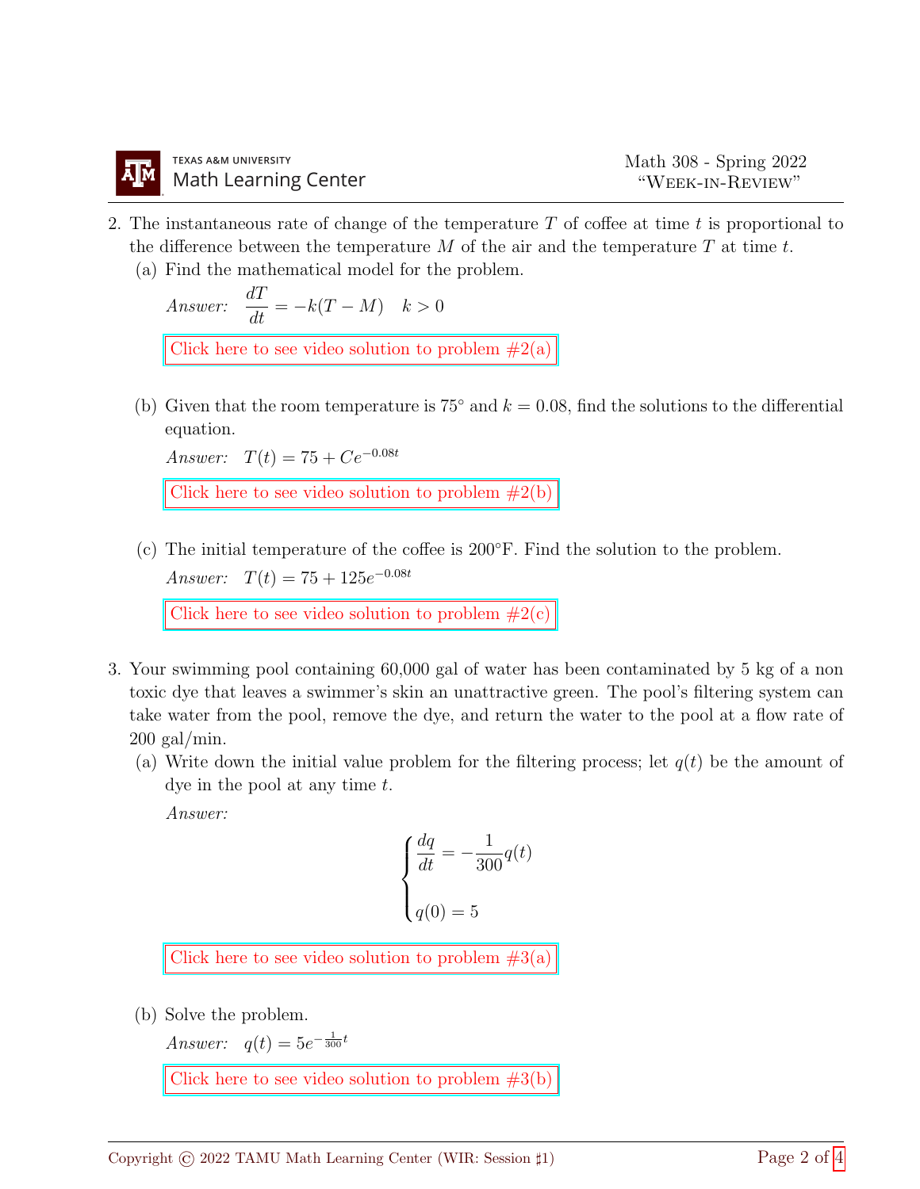2. The instantaneous rate of change of the temperature $T$ of coffee at time $t$ is proportional to the difference between the temperature $M$ of the air and the temperature $T$ at time $t$.

   (a) Find the mathematical model for the problem.

   *Answer:* $\dfrac{dT}{dt} = -k(T - M) \quad k > 0$

   Click here to see video solution to problem #2(a)

   (b) Given that the room temperature is $75^\circ$ and $k = 0.08$, find the solutions to the differential equation.

   *Answer:* $T(t) = 75 + Ce^{-0.08t}$

   Click here to see video solution to problem #2(b)

   (c) The initial temperature of the coffee is $200^\circ$F. Find the solution to the problem.

   *Answer:* $T(t) = 75 + 125e^{-0.08t}$

   Click here to see video solution to problem #2(c)

3. Your swimming pool containing 60,000 gal of water has been contaminated by 5 kg of a non toxic dye that leaves a swimmer's skin an unattractive green. The pool's filtering system can take water from the pool, remove the dye, and return the water to the pool at a flow rate of 200 gal/min.

   (a) Write down the initial value problem for the filtering process; let $q(t)$ be the amount of dye in the pool at any time $t$.

   *Answer:*

   $$\begin{cases} \dfrac{dq}{dt} = -\dfrac{1}{300} q(t) \\ \\ q(0) = 5 \end{cases}$$

   Click here to see video solution to problem #3(a)

   (b) Solve the problem.

   *Answer:* $q(t) = 5e^{-\frac{1}{300}t}$

   Click here to see video solution to problem #3(b)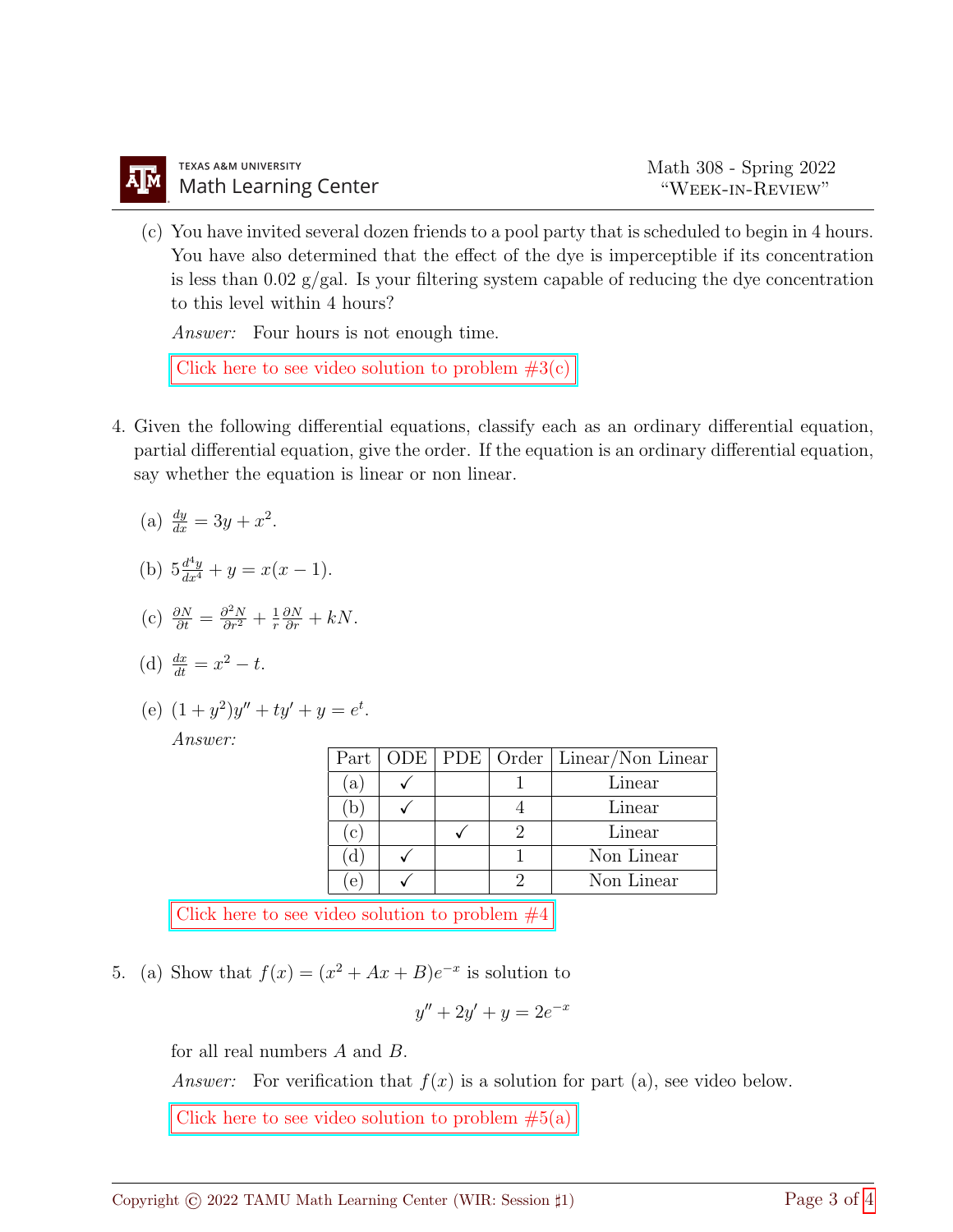(c) You have invited several dozen friends to a pool party that is scheduled to begin in 4 hours. You have also determined that the effect of the dye is imperceptible if its concentration is less than 0.02 g/gal. Is your filtering system capable of reducing the dye concentration to this level within 4 hours?

*Answer:* Four hours is not enough time.

Click here to see video solution to problem #3(c)

4. Given the following differential equations, classify each as an ordinary differential equation, partial differential equation, give the order. If the equation is an ordinary differential equation, say whether the equation is linear or non linear.

(a) $\frac{dy}{dx} = 3y + x^2$.

(b) $5\frac{d^4y}{dx^4} + y = x(x-1)$.

(c) $\frac{\partial N}{\partial t} = \frac{\partial^2 N}{\partial r^2} + \frac{1}{r}\frac{\partial N}{\partial r} + kN$.

(d) $\frac{dx}{dt} = x^2 - t$.

(e) $(1+y^2)y'' + ty' + y = e^t$.

*Answer:*

| Part | ODE | PDE | Order | Linear/Non Linear |
|---|---|---|---|---|
| (a) | ✓ | | 1 | Linear |
| (b) | ✓ | | 4 | Linear |
| (c) | | ✓ | 2 | Linear |
| (d) | ✓ | | 1 | Non Linear |
| (e) | ✓ | | 2 | Non Linear |

Click here to see video solution to problem #4

5. (a) Show that $f(x) = (x^2 + Ax + B)e^{-x}$ is solution to

$$y'' + 2y' + y = 2e^{-x}$$

for all real numbers $A$ and $B$.

*Answer:* For verification that $f(x)$ is a solution for part (a), see video below.

Click here to see video solution to problem #5(a)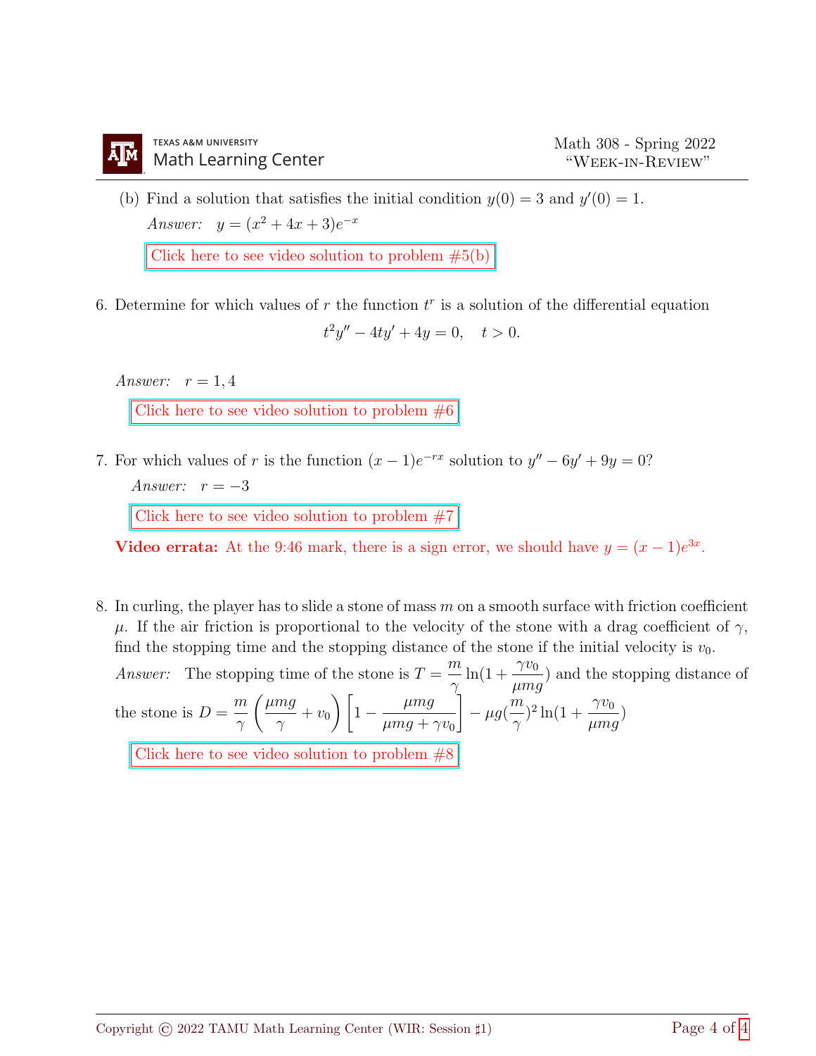(b) Find a solution that satisfies the initial condition $y(0) = 3$ and $y'(0) = 1$.

*Answer:* $y = (x^2 + 4x + 3)e^{-x}$

Click here to see video solution to problem #5(b)

6. Determine for which values of $r$ the function $t^r$ is a solution of the differential equation

$$t^2 y'' - 4ty' + 4y = 0, \quad t > 0.$$

*Answer:* $r = 1, 4$

Click here to see video solution to problem #6

7. For which values of $r$ is the function $(x-1)e^{-rx}$ solution to $y'' - 6y' + 9y = 0$?

*Answer:* $r = -3$

Click here to see video solution to problem #7

**Video errata:** At the 9:46 mark, there is a sign error, we should have $y = (x-1)e^{3x}$.

8. In curling, the player has to slide a stone of mass $m$ on a smooth surface with friction coefficient $\mu$. If the air friction is proportional to the velocity of the stone with a drag coefficient of $\gamma$, find the stopping time and the stopping distance of the stone if the initial velocity is $v_0$.

*Answer:* The stopping time of the stone is $T = \dfrac{m}{\gamma}\ln(1 + \dfrac{\gamma v_0}{\mu m g})$ and the stopping distance of the stone is $D = \dfrac{m}{\gamma}\left(\dfrac{\mu m g}{\gamma} + v_0\right)\left[1 - \dfrac{\mu m g}{\mu m g + \gamma v_0}\right] - \mu g(\dfrac{m}{\gamma})^2 \ln(1 + \dfrac{\gamma v_0}{\mu m g})$

Click here to see video solution to problem #8